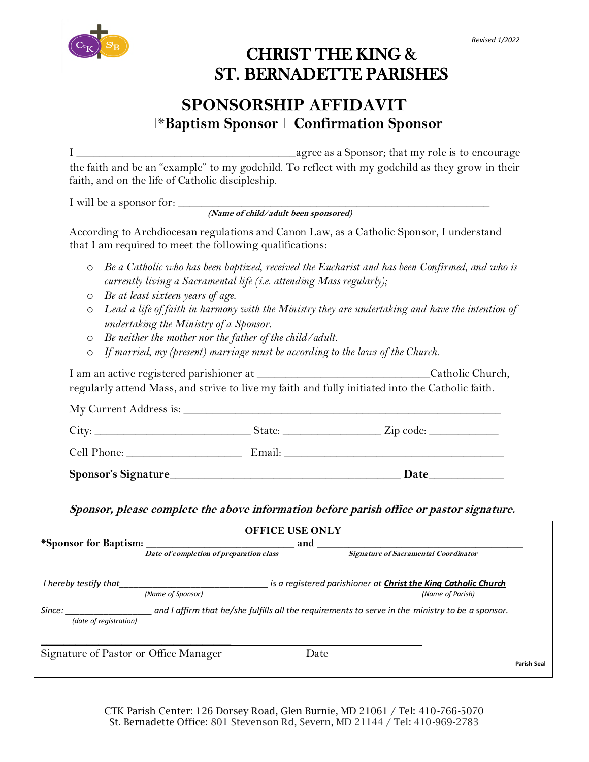Revised 1/2022

# CHRIST THE KING & ST. BERNADETTE PARISHES

## SPONSORSHIP AFFIDAVIT

### ☐*Baptism Sponsor ☐Confirmation Sponsor

I \_\_\_\_\_\_\_\_\_\_\_\_\_\_\_\_\_\_\_\_\_\_\_\_\_\_\_\_\_\_\_\_\_\_\_\_\_\_agree as a Sponsor; that my role is to encourage the faith and be an "example" to my godchild. To reflect with my godchild as they grow in their faith, and on the life of Catholic discipleship.

I will be a sponsor for: \_\_\_\_\_\_\_\_\_\_\_\_\_\_\_\_\_\_\_\_\_\_\_\_\_\_\_\_\_\_\_\_\_\_\_\_\_\_\_\_\_\_\_\_\_\_\_\_\_\_\_\_
***(Name of child/adult been sponsored)***

According to Archdiocesan regulations and Canon Law, as a Catholic Sponsor, I understand that I am required to meet the following qualifications:

- *Be a Catholic who has been baptized, received the Eucharist and has been Confirmed, and who is currently living a Sacramental life (i.e. attending Mass regularly);*
- *Be at least sixteen years of age.*
- *Lead a life of faith in harmony with the Ministry they are undertaking and have the intention of undertaking the Ministry of a Sponsor.*
- *Be neither the mother nor the father of the child/adult.*
- *If married, my (present) marriage must be according to the laws of the Church.*

I am an active registered parishioner at \_\_\_\_\_\_\_\_\_\_\_\_\_\_\_\_\_\_\_\_\_\_\_\_\_\_\_\_\_\_Catholic Church, regularly attend Mass, and strive to live my faith and fully initiated into the Catholic faith.

My Current Address is: \_\_\_\_\_\_\_\_\_\_\_\_\_\_\_\_\_\_\_\_\_\_\_\_\_\_\_\_\_\_\_\_\_\_\_\_\_\_\_\_\_\_\_\_\_\_\_\_\_\_\_\_\_\_\_\_

City: \_\_\_\_\_\_\_\_\_\_\_\_\_\_\_\_\_\_\_\_\_\_\_\_\_\_\_\_ State: \_\_\_\_\_\_\_\_\_\_\_\_\_\_\_\_\_\_ Zip code: \_\_\_\_\_\_\_\_\_\_\_\_

Cell Phone: \_\_\_\_\_\_\_\_\_\_\_\_\_\_\_\_\_\_\_\_\_ Email: \_\_\_\_\_\_\_\_\_\_\_\_\_\_\_\_\_\_\_\_\_\_\_\_\_\_\_\_\_\_\_\_\_\_\_\_\_\_\_\_

**Sponsor's Signature**\_\_\_\_\_\_\_\_\_\_\_\_\_\_\_\_\_\_\_\_\_\_\_\_\_\_\_\_\_\_\_\_\_\_\_\_\_\_\_\_\_\_ **Date**\_\_\_\_\_\_\_\_\_\_\_\_\_

***Sponsor, please complete the above information before parish office or pastor signature.***

**OFFICE USE ONLY**

**\*Sponsor for Baptism:** \_\_\_\_\_\_\_\_\_\_\_\_\_\_\_\_\_\_\_\_\_\_\_\_\_\_\_\_\_\_ **and** \_\_\_\_\_\_\_\_\_\_\_\_\_\_\_\_\_\_\_\_\_\_\_\_\_\_\_\_\_\_\_\_\_\_\_\_\_\_\_\_\_\_
***Date of completion of preparation class*** ***Signature of Sacramental Coordinator***

*I hereby testify that*\_\_\_\_\_\_\_\_\_\_\_\_\_\_\_\_\_\_\_\_\_\_\_\_\_\_\_\_\_\_\_ *is a registered parishioner at* ***Christ the King Catholic Church***
*(Name of Sponsor)* *(Name of Parish)*

*Since:* \_\_\_\_\_\_\_\_\_\_\_\_\_\_\_\_\_\_ *and I affirm that he/she fulfills all the requirements to serve in the ministry to be a sponsor.*
*(date of registration)*

\_\_\_\_\_\_\_\_\_\_\_\_\_\_\_\_\_\_\_\_\_\_\_\_\_\_\_\_\_\_\_\_\_\_\_\_\_\_\_\_\_\_\_\_\_\_\_\_\_\_\_\_\_\_\_\_\_\_\_\_\_\_\_\_\_\_\_\_\_\_\_\_\_\_\_\_\_\_\_\_\_\_\_
Signature of Pastor or Office Manager Date

**Parish Seal**

CTK Parish Center: 126 Dorsey Road, Glen Burnie, MD 21061 / Tel: 410-766-5070
St. Bernadette Office: 801 Stevenson Rd, Severn, MD 21144 / Tel: 410-969-2783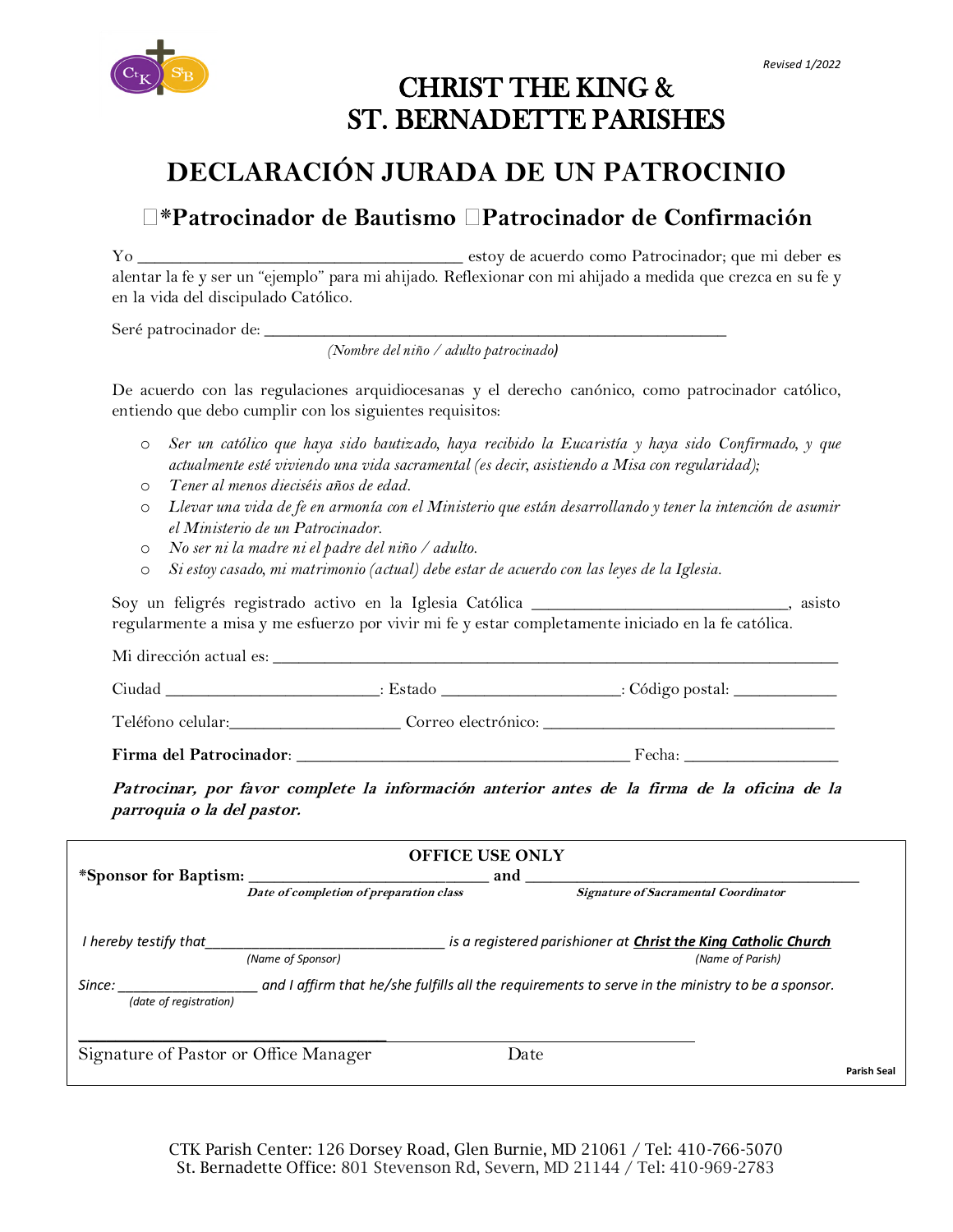Revised 1/2022

# CHRIST THE KING & ST. BERNADETTE PARISHES

## DECLARACIÓN JURADA DE UN PATROCINIO

### ☐*Patrocinador de Bautismo ☐Patrocinador de Confirmación

Yo ______________________________________ estoy de acuerdo como Patrocinador; que mi deber es alentar la fe y ser un "ejemplo" para mi ahijado. Reflexionar con mi ahijado a medida que crezca en su fe y en la vida del discipulado Católico.

Seré patrocinador de: ______________________________________________________
*(Nombre del niño / adulto patrocinado)*

De acuerdo con las regulaciones arquidiocesanas y el derecho canónico, como patrocinador católico, entiendo que debo cumplir con los siguientes requisitos:

- *Ser un católico que haya sido bautizado, haya recibido la Eucaristía y haya sido Confirmado, y que actualmente esté viviendo una vida sacramental (es decir, asistiendo a Misa con regularidad);*
- *Tener al menos dieciséis años de edad.*
- *Llevar una vida de fe en armonía con el Ministerio que están desarrollando y tener la intención de asumir el Ministerio de un Patrocinador.*
- *No ser ni la madre ni el padre del niño / adulto.*
- *Si estoy casado, mi matrimonio (actual) debe estar de acuerdo con las leyes de la Iglesia.*

Soy un feligrés registrado activo en la Iglesia Católica ______________________________, asisto regularmente a misa y me esfuerzo por vivir mi fe y estar completamente iniciado en la fe católica.

Mi dirección actual es: __________________________________________________________________

Ciudad _________________________: Estado ____________________: Código postal: ____________

Teléfono celular:___________________ Correo electrónico: __________________________________

**Firma del Patrocinador**: _______________________________________ Fecha: __________________

***Patrocinar, por favor complete la información anterior antes de la firma de la oficina de la parroquia o la del pastor.***

---

**OFFICE USE ONLY**

***Sponsor for Baptism:** ____________________________ **and** _______________________________________
***Date of completion of preparation class*** ***Signature of Sacramental Coordinator***

*I hereby testify that_______________________________ is a registered parishioner at* ***Christ the King Catholic Church***
*(Name of Sponsor)* *(Name of Parish)*

*Since: __________________ and I affirm that he/she fulfills all the requirements to serve in the ministry to be a sponsor.*
*(date of registration)*

_______________________________________ _______________________________________
Signature of Pastor or Office Manager Date

**Parish Seal**

---

CTK Parish Center: 126 Dorsey Road, Glen Burnie, MD 21061 / Tel: 410-766-5070
St. Bernadette Office: 801 Stevenson Rd, Severn, MD 21144 / Tel: 410-969-2783